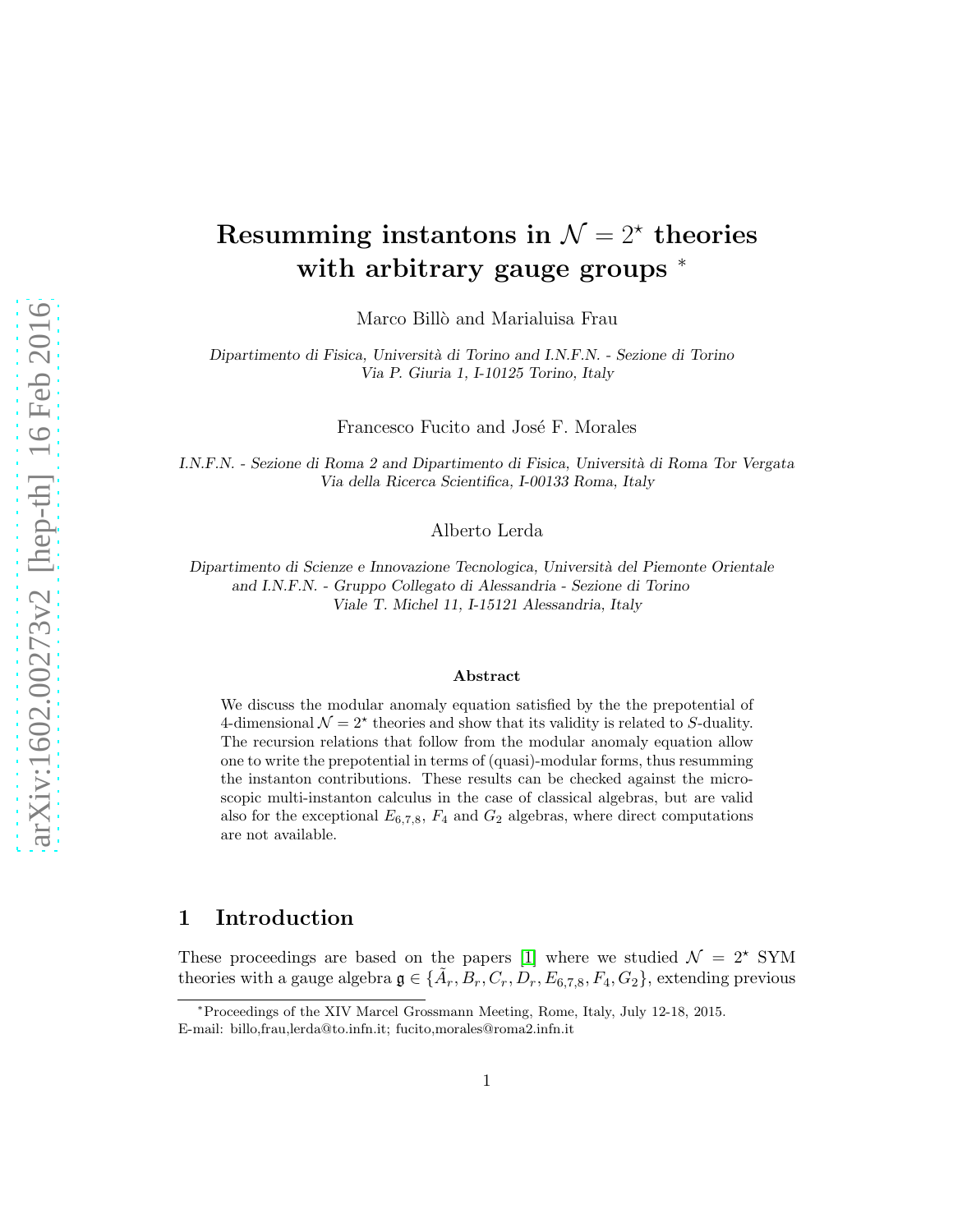# Resumming instantons in $\mathcal{N} = 2^\star$ theories with arbitrary gauge groups *

Marco Billò and Marialuisa Frau

*Dipartimento di Fisica, Università di Torino and I.N.F.N. - Sezione di Torino*
*Via P. Giuria 1, I-10125 Torino, Italy*

Francesco Fucito and José F. Morales

*I.N.F.N. - Sezione di Roma 2 and Dipartimento di Fisica, Università di Roma Tor Vergata*
*Via della Ricerca Scientifica, I-00133 Roma, Italy*

Alberto Lerda

*Dipartimento di Scienze e Innovazione Tecnologica, Università del Piemonte Orientale*
*and I.N.F.N. - Gruppo Collegato di Alessandria - Sezione di Torino*
*Viale T. Michel 11, I-15121 Alessandria, Italy*

**Abstract**

We discuss the modular anomaly equation satisfied by the the prepotential of 4-dimensional $\mathcal{N} = 2^\star$ theories and show that its validity is related to $S$-duality. The recursion relations that follow from the modular anomaly equation allow one to write the prepotential in terms of (quasi)-modular forms, thus resumming the instanton contributions. These results can be checked against the microscopic multi-instanton calculus in the case of classical algebras, but are valid also for the exceptional $E_{6,7,8}$, $F_4$ and $G_2$ algebras, where direct computations are not available.

## 1 Introduction

These proceedings are based on the papers [1] where we studied $\mathcal{N} = 2^\star$ SYM theories with a gauge algebra $\mathfrak{g} \in \{\tilde{A}_r, B_r, C_r, D_r, E_{6,7,8}, F_4, G_2\}$, extending previous

*Proceedings of the XIV Marcel Grossmann Meeting, Rome, Italy, July 12-18, 2015.
E-mail: billo,frau,lerda@to.infn.it; fucito,morales@roma2.infn.it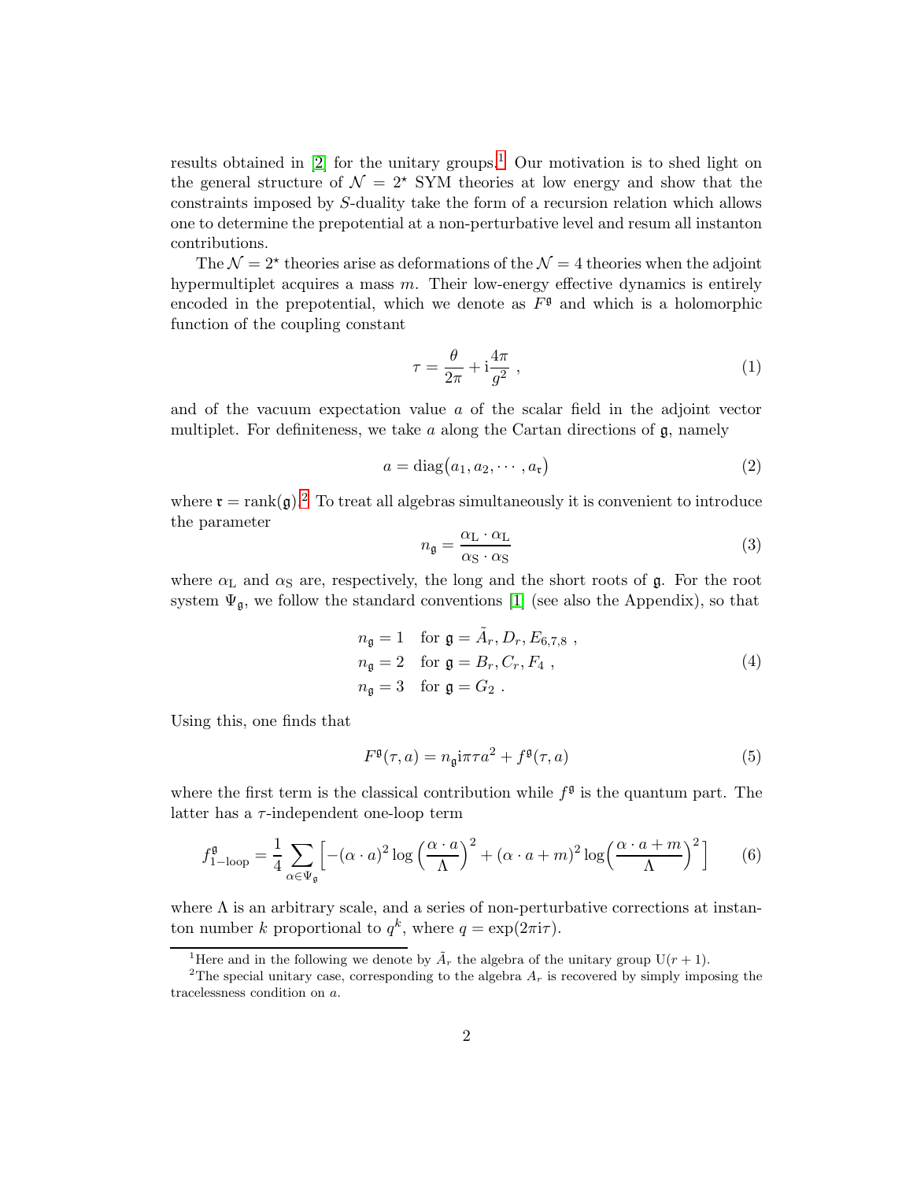results obtained in [2] for the unitary groups.[1] Our motivation is to shed light on the general structure of $\mathcal{N} = 2^\star$ SYM theories at low energy and show that the constraints imposed by $S$-duality take the form of a recursion relation which allows one to determine the prepotential at a non-perturbative level and resum all instanton contributions.

The $\mathcal{N} = 2^\star$ theories arise as deformations of the $\mathcal{N} = 4$ theories when the adjoint hypermultiplet acquires a mass $m$. Their low-energy effective dynamics is entirely encoded in the prepotential, which we denote as $F^{\mathfrak{g}}$ and which is a holomorphic function of the coupling constant

$$\tau = \frac{\theta}{2\pi} + \mathrm{i}\frac{4\pi}{g^2} \ , \tag{1}$$

and of the vacuum expectation value $a$ of the scalar field in the adjoint vector multiplet. For definiteness, we take $a$ along the Cartan directions of $\mathfrak{g}$, namely

$$a = \mathrm{diag}\big(a_1, a_2, \cdots, a_{\mathfrak{r}}\big) \tag{2}$$

where $\mathfrak{r} = \mathrm{rank}(\mathfrak{g})$.[2] To treat all algebras simultaneously it is convenient to introduce the parameter

$$n_{\mathfrak{g}} = \frac{\alpha_{\mathrm{L}} \cdot \alpha_{\mathrm{L}}}{\alpha_{\mathrm{S}} \cdot \alpha_{\mathrm{S}}} \tag{3}$$

where $\alpha_{\mathrm{L}}$ and $\alpha_{\mathrm{S}}$ are, respectively, the long and the short roots of $\mathfrak{g}$. For the root system $\Psi_{\mathfrak{g}}$, we follow the standard conventions [1] (see also the Appendix), so that

$$\begin{aligned} &n_{\mathfrak{g}} = 1 \quad \text{for } \mathfrak{g} = \tilde{A}_r, D_r, E_{6,7,8} \ , \\ &n_{\mathfrak{g}} = 2 \quad \text{for } \mathfrak{g} = B_r, C_r, F_4 \ , \\ &n_{\mathfrak{g}} = 3 \quad \text{for } \mathfrak{g} = G_2 \ . \end{aligned} \tag{4}$$

Using this, one finds that

$$F^{\mathfrak{g}}(\tau, a) = n_{\mathfrak{g}} \mathrm{i}\pi\tau a^2 + f^{\mathfrak{g}}(\tau, a) \tag{5}$$

where the first term is the classical contribution while $f^{\mathfrak{g}}$ is the quantum part. The latter has a $\tau$-independent one-loop term

$$f^{\mathfrak{g}}_{\text{1-loop}} = \frac{1}{4} \sum_{\alpha \in \Psi_{\mathfrak{g}}} \Big[ -(\alpha \cdot a)^2 \log\Big(\frac{\alpha \cdot a}{\Lambda}\Big)^2 + (\alpha \cdot a + m)^2 \log\Big(\frac{\alpha \cdot a + m}{\Lambda}\Big)^2 \Big] \tag{6}$$

where $\Lambda$ is an arbitrary scale, and a series of non-perturbative corrections at instanton number $k$ proportional to $q^k$, where $q = \exp(2\pi\mathrm{i}\tau)$.

---

[1] Here and in the following we denote by $\tilde{A}_r$ the algebra of the unitary group $\mathrm{U}(r+1)$.

[2] The special unitary case, corresponding to the algebra $A_r$ is recovered by simply imposing the tracelessness condition on $a$.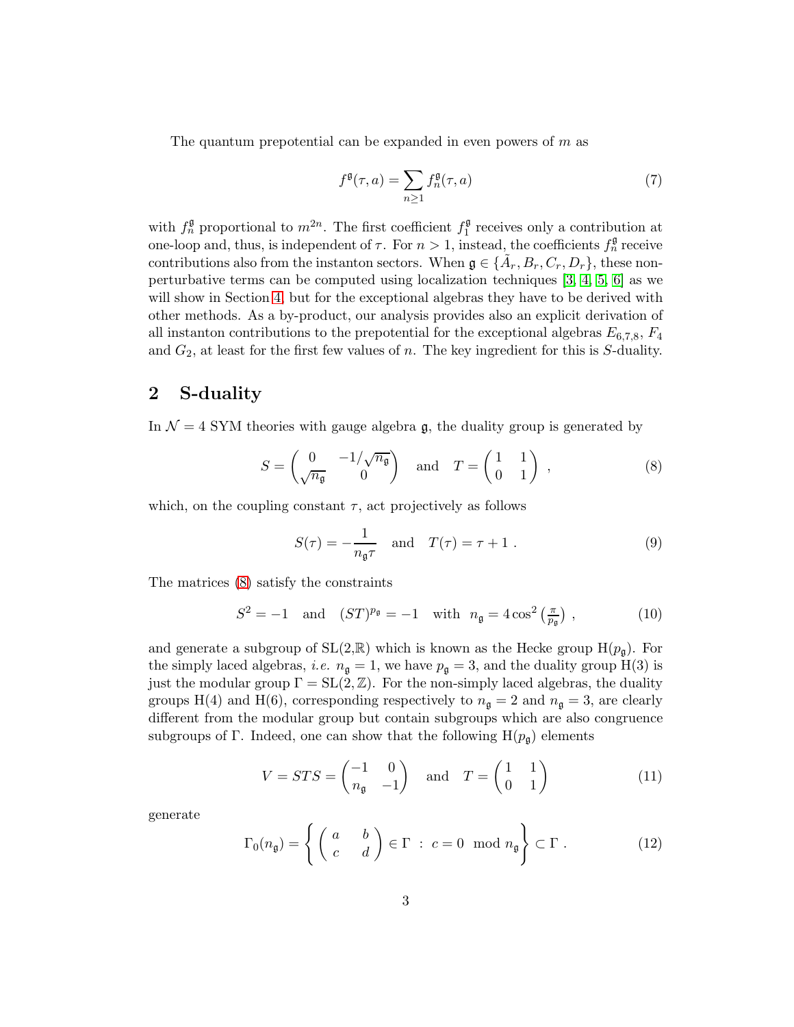The quantum prepotential can be expanded in even powers of $m$ as

$$f^{\mathfrak{g}}(\tau, a) = \sum_{n \geq 1} f_n^{\mathfrak{g}}(\tau, a) \tag{7}$$

with $f_n^{\mathfrak{g}}$ proportional to $m^{2n}$. The first coefficient $f_1^{\mathfrak{g}}$ receives only a contribution at one-loop and, thus, is independent of $\tau$. For $n > 1$, instead, the coefficients $f_n^{\mathfrak{g}}$ receive contributions also from the instanton sectors. When $\mathfrak{g} \in \{\tilde{A}_r, B_r, C_r, D_r\}$, these non-perturbative terms can be computed using localization techniques [3, 4, 5, 6] as we will show in Section 4, but for the exceptional algebras they have to be derived with other methods. As a by-product, our analysis provides also an explicit derivation of all instanton contributions to the prepotential for the exceptional algebras $E_{6,7,8}$, $F_4$ and $G_2$, at least for the first few values of $n$. The key ingredient for this is $S$-duality.

## 2 S-duality

In $\mathcal{N} = 4$ SYM theories with gauge algebra $\mathfrak{g}$, the duality group is generated by

$$S = \begin{pmatrix} 0 & -1/\sqrt{n_{\mathfrak{g}}} \\ \sqrt{n_{\mathfrak{g}}} & 0 \end{pmatrix} \quad \text{and} \quad T = \begin{pmatrix} 1 & 1 \\ 0 & 1 \end{pmatrix} , \tag{8}$$

which, on the coupling constant $\tau$, act projectively as follows

$$S(\tau) = -\frac{1}{n_{\mathfrak{g}}\tau} \quad \text{and} \quad T(\tau) = \tau + 1 . \tag{9}$$

The matrices (8) satisfy the constraints

$$S^2 = -1 \quad \text{and} \quad (ST)^{p_{\mathfrak{g}}} = -1 \quad \text{with} \quad n_{\mathfrak{g}} = 4\cos^2\left(\tfrac{\pi}{p_{\mathfrak{g}}}\right) , \tag{10}$$

and generate a subgroup of $\mathrm{SL}(2,\mathbb{R})$ which is known as the Hecke group $\mathrm{H}(p_{\mathfrak{g}})$. For the simply laced algebras, *i.e.* $n_{\mathfrak{g}} = 1$, we have $p_{\mathfrak{g}} = 3$, and the duality group $\mathrm{H}(3)$ is just the modular group $\Gamma = \mathrm{SL}(2,\mathbb{Z})$. For the non-simply laced algebras, the duality groups $\mathrm{H}(4)$ and $\mathrm{H}(6)$, corresponding respectively to $n_{\mathfrak{g}} = 2$ and $n_{\mathfrak{g}} = 3$, are clearly different from the modular group but contain subgroups which are also congruence subgroups of $\Gamma$. Indeed, one can show that the following $\mathrm{H}(p_{\mathfrak{g}})$ elements

$$V = STS = \begin{pmatrix} -1 & 0 \\ n_{\mathfrak{g}} & -1 \end{pmatrix} \quad \text{and} \quad T = \begin{pmatrix} 1 & 1 \\ 0 & 1 \end{pmatrix} \tag{11}$$

generate

$$\Gamma_0(n_{\mathfrak{g}}) = \left\{ \begin{pmatrix} a & b \\ c & d \end{pmatrix} \in \Gamma \; : \; c = 0 \mod n_{\mathfrak{g}} \right\} \subset \Gamma . \tag{12}$$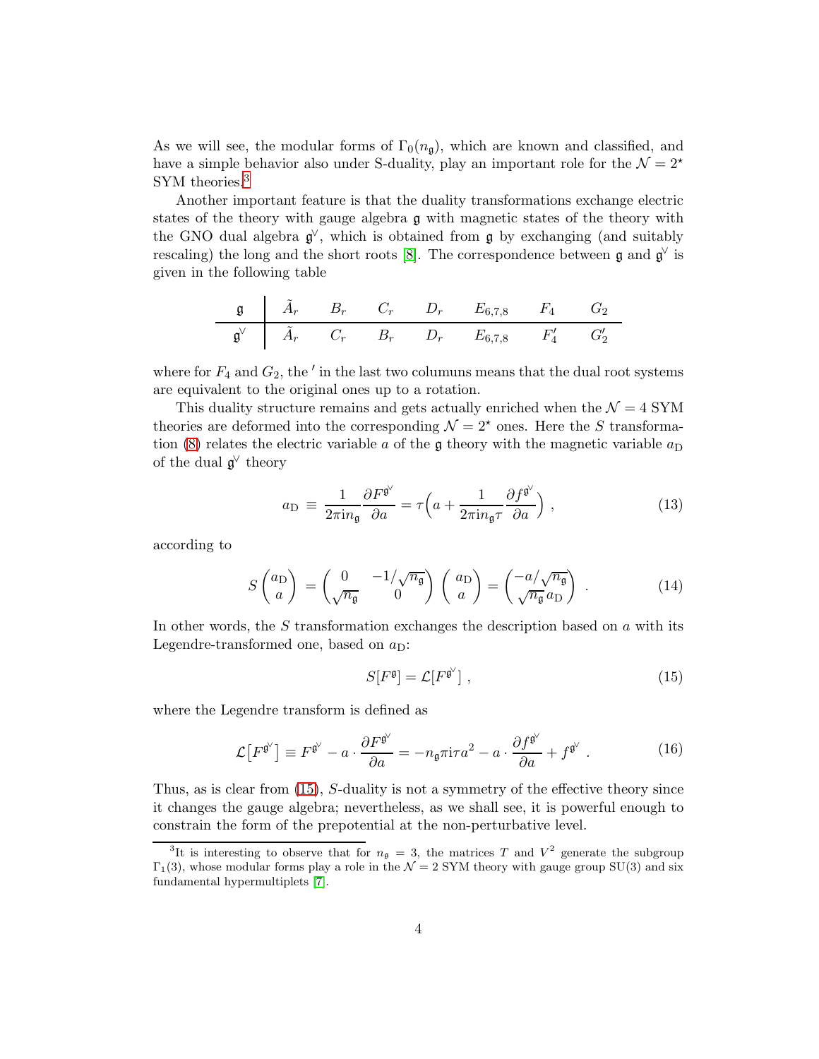As we will see, the modular forms of $\Gamma_0(n_\mathfrak{g})$, which are known and classified, and have a simple behavior also under S-duality, play an important role for the $\mathcal{N} = 2^\star$ SYM theories.[3]

Another important feature is that the duality transformations exchange electric states of the theory with gauge algebra $\mathfrak{g}$ with magnetic states of the theory with the GNO dual algebra $\mathfrak{g}^\vee$, which is obtained from $\mathfrak{g}$ by exchanging (and suitably rescaling) the long and the short roots [8]. The correspondence between $\mathfrak{g}$ and $\mathfrak{g}^\vee$ is given in the following table

| $\mathfrak{g}$ | $\tilde{A}_r$ | $B_r$ | $C_r$ | $D_r$ | $E_{6,7,8}$ | $F_4$ | $G_2$ |
|---|---|---|---|---|---|---|---|
| $\mathfrak{g}^\vee$ | $\tilde{A}_r$ | $C_r$ | $B_r$ | $D_r$ | $E_{6,7,8}$ | $F_4'$ | $G_2'$ |

where for $F_4$ and $G_2$, the $'$ in the last two columuns means that the dual root systems are equivalent to the original ones up to a rotation.

This duality structure remains and gets actually enriched when the $\mathcal{N} = 4$ SYM theories are deformed into the corresponding $\mathcal{N} = 2^\star$ ones. Here the $S$ transformation (8) relates the electric variable $a$ of the $\mathfrak{g}$ theory with the magnetic variable $a_\mathrm{D}$ of the dual $\mathfrak{g}^\vee$ theory

$$a_\mathrm{D} \equiv \frac{1}{2\pi\mathrm{i}n_\mathfrak{g}}\frac{\partial F^{\mathfrak{g}^\vee}}{\partial a} = \tau\Big(a + \frac{1}{2\pi\mathrm{i}n_\mathfrak{g}\tau}\frac{\partial f^{\mathfrak{g}^\vee}}{\partial a}\Big) , \tag{13}$$

according to

$$S\begin{pmatrix} a_\mathrm{D} \\ a \end{pmatrix} = \begin{pmatrix} 0 & -1/\sqrt{n_\mathfrak{g}} \\ \sqrt{n_\mathfrak{g}} & 0 \end{pmatrix}\begin{pmatrix} a_\mathrm{D} \\ a \end{pmatrix} = \begin{pmatrix} -a/\sqrt{n_\mathfrak{g}} \\ \sqrt{n_\mathfrak{g}}\,a_\mathrm{D} \end{pmatrix} . \tag{14}$$

In other words, the $S$ transformation exchanges the description based on $a$ with its Legendre-transformed one, based on $a_\mathrm{D}$:

$$S[F^\mathfrak{g}] = \mathcal{L}[F^{\mathfrak{g}^\vee}] , \tag{15}$$

where the Legendre transform is defined as

$$\mathcal{L}\big[F^{\mathfrak{g}^\vee}\big] \equiv F^{\mathfrak{g}^\vee} - a\cdot\frac{\partial F^{\mathfrak{g}^\vee}}{\partial a} = -n_\mathfrak{g}\pi\mathrm{i}\tau a^2 - a\cdot\frac{\partial f^{\mathfrak{g}^\vee}}{\partial a} + f^{\mathfrak{g}^\vee} . \tag{16}$$

Thus, as is clear from (15), $S$-duality is not a symmetry of the effective theory since it changes the gauge algebra; nevertheless, as we shall see, it is powerful enough to constrain the form of the prepotential at the non-perturbative level.

[3] It is interesting to observe that for $n_\mathfrak{g} = 3$, the matrices $T$ and $V^2$ generate the subgroup $\Gamma_1(3)$, whose modular forms play a role in the $\mathcal{N} = 2$ SYM theory with gauge group SU(3) and six fundamental hypermultiplets [7].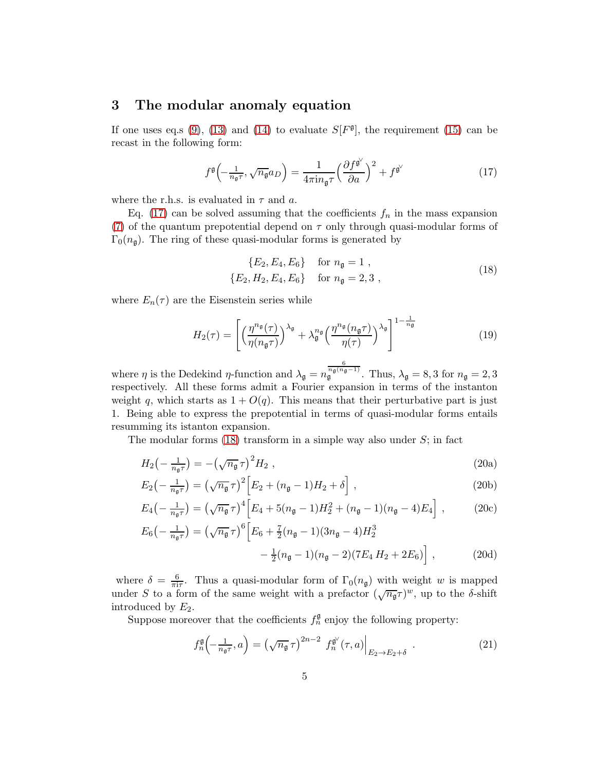## 3 The modular anomaly equation

If one uses eq.s (9), (13) and (14) to evaluate $S[F^{\mathfrak{g}}]$, the requirement (15) can be recast in the following form:

$$f^{\mathfrak{g}}\Big(-\tfrac{1}{n_{\mathfrak{g}}\tau}, \sqrt{n_{\mathfrak{g}}}a_D\Big) = \frac{1}{4\pi \mathrm{i} n_{\mathfrak{g}}\tau}\Big(\frac{\partial f^{\mathfrak{g}^\vee}}{\partial a}\Big)^2 + f^{\mathfrak{g}^\vee} \tag{17}$$

where the r.h.s. is evaluated in $\tau$ and $a$.

Eq. (17) can be solved assuming that the coefficients $f_n$ in the mass expansion (7) of the quantum prepotential depend on $\tau$ only through quasi-modular forms of $\Gamma_0(n_{\mathfrak{g}})$. The ring of these quasi-modular forms is generated by

$$\begin{aligned} &\{E_2, E_4, E_6\} \quad \text{for } n_{\mathfrak{g}} = 1 \;, \\ &\{E_2, H_2, E_4, E_6\} \quad \text{for } n_{\mathfrak{g}} = 2, 3 \;, \end{aligned} \tag{18}$$

where $E_n(\tau)$ are the Eisenstein series while

$$H_2(\tau) = \left[\Big(\frac{\eta^{n_{\mathfrak{g}}}(\tau)}{\eta(n_{\mathfrak{g}}\tau)}\Big)^{\lambda_{\mathfrak{g}}} + \lambda_{\mathfrak{g}}^{n_{\mathfrak{g}}}\Big(\frac{\eta^{n_{\mathfrak{g}}}(n_{\mathfrak{g}}\tau)}{\eta(\tau)}\Big)^{\lambda_{\mathfrak{g}}}\right]^{1-\frac{1}{n_{\mathfrak{g}}}} \tag{19}$$

where $\eta$ is the Dedekind $\eta$-function and $\lambda_{\mathfrak{g}} = n_{\mathfrak{g}}^{\frac{6}{n_{\mathfrak{g}}(n_{\mathfrak{g}}-1)}}$. Thus, $\lambda_{\mathfrak{g}} = 8, 3$ for $n_{\mathfrak{g}} = 2, 3$ respectively. All these forms admit a Fourier expansion in terms of the instanton weight $q$, which starts as $1 + O(q)$. This means that their perturbative part is just 1. Being able to express the prepotential in terms of quasi-modular forms entails resumming its istanton expansion.

The modular forms (18) transform in a simple way also under $S$; in fact

$$H_2\big(-\tfrac{1}{n_{\mathfrak{g}}\tau}\big) = -\big(\sqrt{n_{\mathfrak{g}}}\,\tau\big)^2 H_2 \;, \tag{20a}$$

$$E_2\big(-\tfrac{1}{n_{\mathfrak{g}}\tau}\big) = \big(\sqrt{n_{\mathfrak{g}}}\,\tau\big)^2\Big[E_2 + (n_{\mathfrak{g}}-1)H_2 + \delta\Big] \;, \tag{20b}$$

$$E_4\big(-\tfrac{1}{n_{\mathfrak{g}}\tau}\big) = \big(\sqrt{n_{\mathfrak{g}}}\,\tau\big)^4\Big[E_4 + 5(n_{\mathfrak{g}}-1)H_2^2 + (n_{\mathfrak{g}}-1)(n_{\mathfrak{g}}-4)E_4\Big] \;, \tag{20c}$$

$$\begin{aligned} E_6\big(-\tfrac{1}{n_{\mathfrak{g}}\tau}\big) = \big(\sqrt{n_{\mathfrak{g}}}\,\tau\big)^6\Big[&E_6 + \tfrac{7}{2}(n_{\mathfrak{g}}-1)(3n_{\mathfrak{g}}-4)H_2^3 \\ &- \tfrac{1}{2}(n_{\mathfrak{g}}-1)(n_{\mathfrak{g}}-2)(7E_4\,H_2 + 2E_6)\Big] \;, \end{aligned} \tag{20d}$$

where $\delta = \frac{6}{\pi \mathrm{i}\tau}$. Thus a quasi-modular form of $\Gamma_0(n_{\mathfrak{g}})$ with weight $w$ is mapped under $S$ to a form of the same weight with a prefactor $(\sqrt{n_{\mathfrak{g}}}\tau)^w$, up to the $\delta$-shift introduced by $E_2$.

Suppose moreover that the coefficients $f_n^{\mathfrak{g}}$ enjoy the following property:

$$f_n^{\mathfrak{g}}\Big(-\tfrac{1}{n_{\mathfrak{g}}\tau}, a\Big) = \big(\sqrt{n_{\mathfrak{g}}}\,\tau\big)^{2n-2}\; f_n^{\mathfrak{g}^\vee}(\tau, a)\Big|_{E_2 \to E_2 + \delta} \;. \tag{21}$$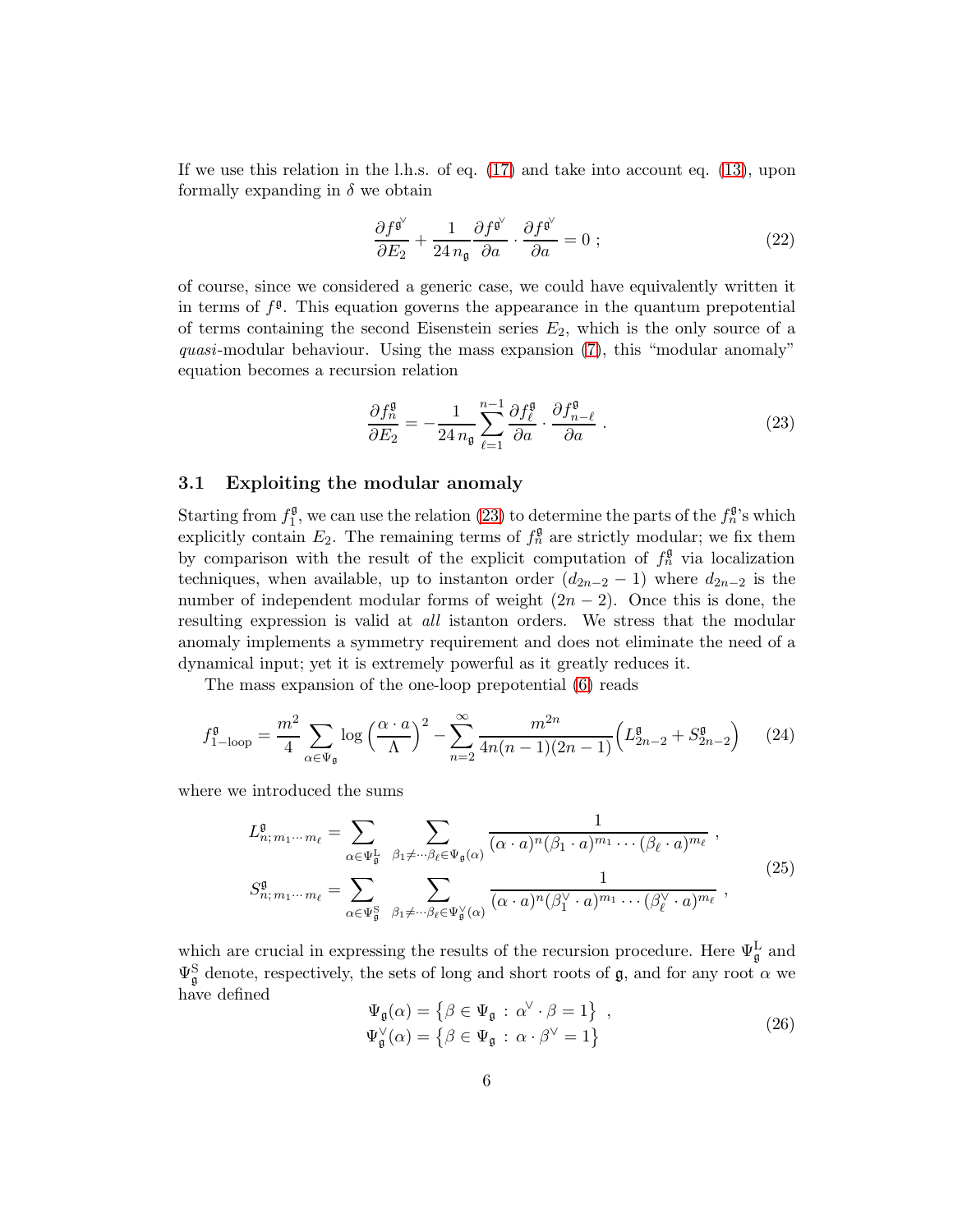If we use this relation in the l.h.s. of eq. (17) and take into account eq. (13), upon formally expanding in $\delta$ we obtain

$$
\frac{\partial f^{\mathfrak{g}^\vee}}{\partial E_2} + \frac{1}{24\, n_{\mathfrak{g}}} \frac{\partial f^{\mathfrak{g}^\vee}}{\partial a} \cdot \frac{\partial f^{\mathfrak{g}^\vee}}{\partial a} = 0 \; ; \tag{22}
$$

of course, since we considered a generic case, we could have equivalently written it in terms of $f^{\mathfrak{g}}$. This equation governs the appearance in the quantum prepotential of terms containing the second Eisenstein series $E_2$, which is the only source of a *quasi*-modular behaviour. Using the mass expansion (7), this "modular anomaly" equation becomes a recursion relation

$$
\frac{\partial f_n^{\mathfrak{g}}}{\partial E_2} = -\frac{1}{24\, n_{\mathfrak{g}}} \sum_{\ell=1}^{n-1} \frac{\partial f_\ell^{\mathfrak{g}}}{\partial a} \cdot \frac{\partial f_{n-\ell}^{\mathfrak{g}}}{\partial a} \; . \tag{23}
$$

### 3.1 Exploiting the modular anomaly

Starting from $f_1^{\mathfrak{g}}$, we can use the relation (23) to determine the parts of the $f_n^{\mathfrak{g}}$'s which explicitly contain $E_2$. The remaining terms of $f_n^{\mathfrak{g}}$ are strictly modular; we fix them by comparison with the result of the explicit computation of $f_n^{\mathfrak{g}}$ via localization techniques, when available, up to instanton order $(d_{2n-2} - 1)$ where $d_{2n-2}$ is the number of independent modular forms of weight $(2n-2)$. Once this is done, the resulting expression is valid at *all* istanton orders. We stress that the modular anomaly implements a symmetry requirement and does not eliminate the need of a dynamical input; yet it is extremely powerful as it greatly reduces it.

The mass expansion of the one-loop prepotential (6) reads

$$
f^{\mathfrak{g}}_{1-\text{loop}} = \frac{m^2}{4} \sum_{\alpha \in \Psi_{\mathfrak{g}}} \log \left( \frac{\alpha \cdot a}{\Lambda} \right)^2 - \sum_{n=2}^{\infty} \frac{m^{2n}}{4n(n-1)(2n-1)} \Big( L^{\mathfrak{g}}_{2n-2} + S^{\mathfrak{g}}_{2n-2} \Big) \tag{24}
$$

where we introduced the sums

$$
\begin{aligned}
L^{\mathfrak{g}}_{n;\, m_1 \cdots m_\ell} &= \sum_{\alpha \in \Psi^{\mathrm{L}}_{\mathfrak{g}}} \; \sum_{\beta_1 \neq \cdots \beta_\ell \in \Psi_{\mathfrak{g}}(\alpha)} \frac{1}{(\alpha \cdot a)^n (\beta_1 \cdot a)^{m_1} \cdots (\beta_\ell \cdot a)^{m_\ell}} \; , \\
S^{\mathfrak{g}}_{n;\, m_1 \cdots m_\ell} &= \sum_{\alpha \in \Psi^{\mathrm{S}}_{\mathfrak{g}}} \; \sum_{\beta_1 \neq \cdots \beta_\ell \in \Psi^\vee_{\mathfrak{g}}(\alpha)} \frac{1}{(\alpha \cdot a)^n (\beta_1^\vee \cdot a)^{m_1} \cdots (\beta_\ell^\vee \cdot a)^{m_\ell}} \; ,
\end{aligned} \tag{25}
$$

which are crucial in expressing the results of the recursion procedure. Here $\Psi^{\mathrm{L}}_{\mathfrak{g}}$ and $\Psi^{\mathrm{S}}_{\mathfrak{g}}$ denote, respectively, the sets of long and short roots of $\mathfrak{g}$, and for any root $\alpha$ we have defined

$$
\begin{aligned}
\Psi_{\mathfrak{g}}(\alpha) &= \big\{ \beta \in \Psi_{\mathfrak{g}} \, : \, \alpha^\vee \cdot \beta = 1 \big\} \; , \\
\Psi^\vee_{\mathfrak{g}}(\alpha) &= \big\{ \beta \in \Psi_{\mathfrak{g}} \, : \, \alpha \cdot \beta^\vee = 1 \big\}
\end{aligned} \tag{26}
$$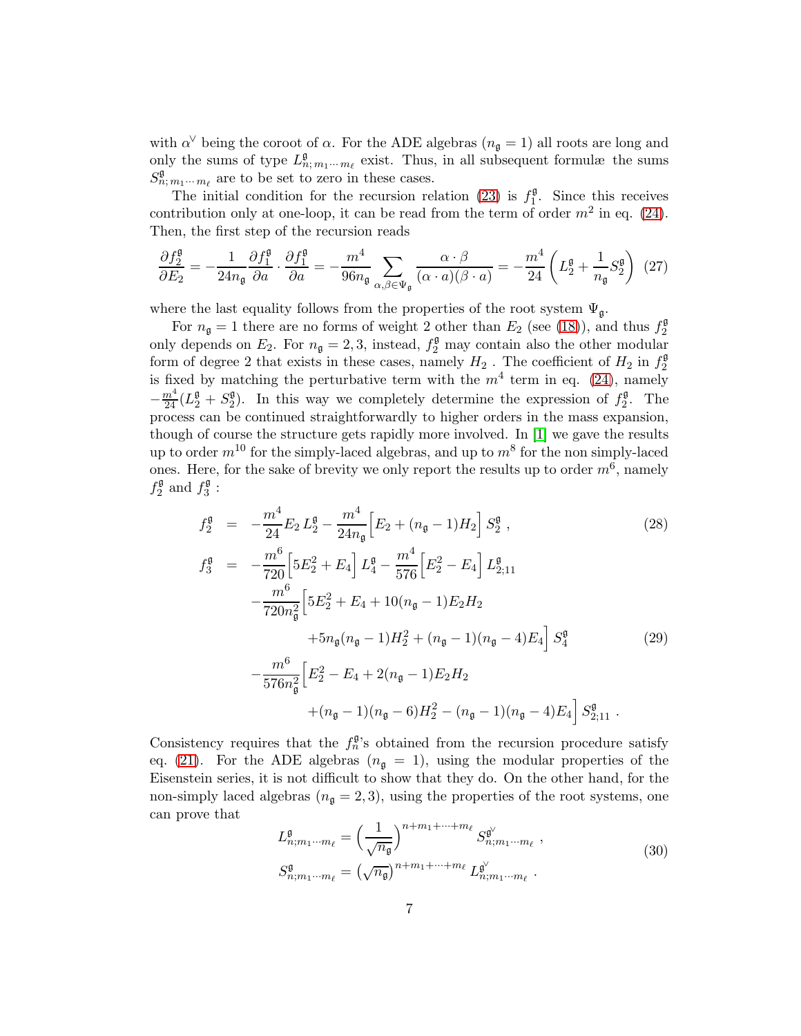with $\alpha^\vee$ being the coroot of $\alpha$. For the ADE algebras ($n_\mathfrak{g} = 1$) all roots are long and only the sums of type $L^{\mathfrak{g}}_{n;\,m_1\cdots m_\ell}$ exist. Thus, in all subsequent formulæ the sums $S^{\mathfrak{g}}_{n;\,m_1\cdots m_\ell}$ are to be set to zero in these cases.

The initial condition for the recursion relation (23) is $f_1^{\mathfrak{g}}$. Since this receives contribution only at one-loop, it can be read from the term of order $m^2$ in eq. (24). Then, the first step of the recursion reads

$$\frac{\partial f_2^{\mathfrak{g}}}{\partial E_2} = -\frac{1}{24 n_\mathfrak{g}} \frac{\partial f_1^{\mathfrak{g}}}{\partial a} \cdot \frac{\partial f_1^{\mathfrak{g}}}{\partial a} = -\frac{m^4}{96 n_\mathfrak{g}} \sum_{\alpha,\beta\in\Psi_\mathfrak{g}} \frac{\alpha\cdot\beta}{(\alpha\cdot a)(\beta\cdot a)} = -\frac{m^4}{24}\left(L_2^{\mathfrak{g}} + \frac{1}{n_\mathfrak{g}} S_2^{\mathfrak{g}}\right) \quad (27)$$

where the last equality follows from the properties of the root system $\Psi_\mathfrak{g}$.

For $n_\mathfrak{g} = 1$ there are no forms of weight 2 other than $E_2$ (see (18)), and thus $f_2^{\mathfrak{g}}$ only depends on $E_2$. For $n_\mathfrak{g} = 2, 3$, instead, $f_2^{\mathfrak{g}}$ may contain also the other modular form of degree 2 that exists in these cases, namely $H_2$ . The coefficient of $H_2$ in $f_2^{\mathfrak{g}}$ is fixed by matching the perturbative term with the $m^4$ term in eq. (24), namely $-\frac{m^4}{24}(L_2^{\mathfrak{g}} + S_2^{\mathfrak{g}})$. In this way we completely determine the expression of $f_2^{\mathfrak{g}}$. The process can be continued straightforwardly to higher orders in the mass expansion, though of course the structure gets rapidly more involved. In [1] we gave the results up to order $m^{10}$ for the simply-laced algebras, and up to $m^8$ for the non simply-laced ones. Here, for the sake of brevity we only report the results up to order $m^6$, namely $f_2^{\mathfrak{g}}$ and $f_3^{\mathfrak{g}}$ :

$$f_2^{\mathfrak{g}} = -\frac{m^4}{24} E_2\, L_2^{\mathfrak{g}} - \frac{m^4}{24 n_\mathfrak{g}} \Big[E_2 + (n_\mathfrak{g}-1) H_2\Big]\, S_2^{\mathfrak{g}} \,, \quad (28)$$

$$\begin{aligned}
f_3^{\mathfrak{g}} = \;& -\frac{m^6}{720}\Big[5E_2^2 + E_4\Big]\, L_4^{\mathfrak{g}} - \frac{m^4}{576}\Big[E_2^2 - E_4\Big]\, L_{2;11}^{\mathfrak{g}} \\
& -\frac{m^6}{720 n_\mathfrak{g}^2}\Big[5E_2^2 + E_4 + 10(n_\mathfrak{g}-1)E_2 H_2 \\
& \qquad + 5 n_\mathfrak{g}(n_\mathfrak{g}-1) H_2^2 + (n_\mathfrak{g}-1)(n_\mathfrak{g}-4) E_4\Big]\, S_4^{\mathfrak{g}} \\
& -\frac{m^6}{576 n_\mathfrak{g}^2}\Big[E_2^2 - E_4 + 2(n_\mathfrak{g}-1) E_2 H_2 \\
& \qquad + (n_\mathfrak{g}-1)(n_\mathfrak{g}-6) H_2^2 - (n_\mathfrak{g}-1)(n_\mathfrak{g}-4) E_4\Big]\, S_{2;11}^{\mathfrak{g}} \,.
\end{aligned} \quad (29)$$

Consistency requires that the $f_n^{\mathfrak{g}}$'s obtained from the recursion procedure satisfy eq. (21). For the ADE algebras ($n_\mathfrak{g} = 1$), using the modular properties of the Eisenstein series, it is not difficult to show that they do. On the other hand, for the non-simply laced algebras ($n_\mathfrak{g} = 2, 3$), using the properties of the root systems, one can prove that

$$\begin{aligned}
L^{\mathfrak{g}}_{n;m_1\cdots m_\ell} &= \Big(\frac{1}{\sqrt{n_\mathfrak{g}}}\Big)^{n+m_1+\cdots+m_\ell} S^{\mathfrak{g}^\vee}_{n;m_1\cdots m_\ell} \,, \\
S^{\mathfrak{g}}_{n;m_1\cdots m_\ell} &= \big(\sqrt{n_\mathfrak{g}}\big)^{n+m_1+\cdots+m_\ell} L^{\mathfrak{g}^\vee}_{n;m_1\cdots m_\ell} \,.
\end{aligned} \quad (30)$$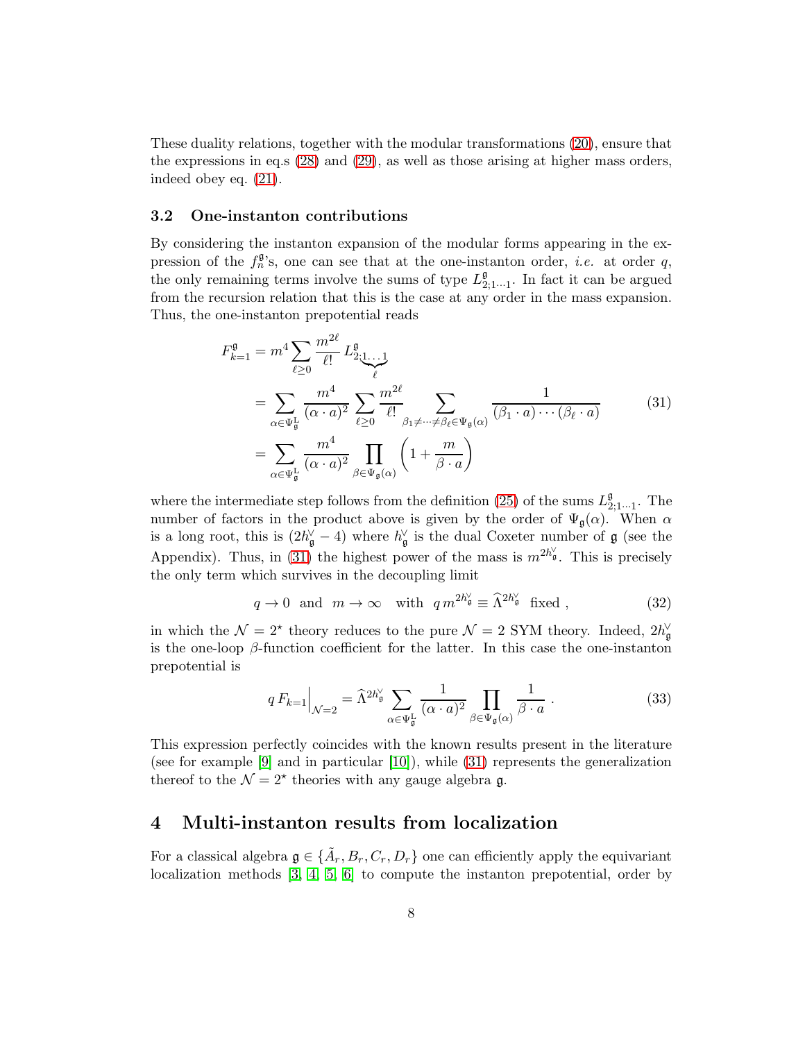These duality relations, together with the modular transformations (20), ensure that the expressions in eq.s (28) and (29), as well as those arising at higher mass orders, indeed obey eq. (21).

### 3.2 One-instanton contributions

By considering the instanton expansion of the modular forms appearing in the expression of the $f_n^{\mathfrak{g}}$'s, one can see that at the one-instanton order, *i.e.* at order $q$, the only remaining terms involve the sums of type $L^{\mathfrak{g}}_{2;1\cdots 1}$. In fact it can be argued from the recursion relation that this is the case at any order in the mass expansion. Thus, the one-instanton prepotential reads

$$
\begin{aligned}
F^{\mathfrak{g}}_{k=1} &= m^4 \sum_{\ell\geq 0} \frac{m^{2\ell}}{\ell!}\, L^{\mathfrak{g}}_{2;\underbrace{1\ldots 1}_{\ell}} \\
&= \sum_{\alpha\in\Psi^{\mathrm{L}}_{\mathfrak{g}}} \frac{m^4}{(\alpha\cdot a)^2} \sum_{\ell\geq 0}\frac{m^{2\ell}}{\ell!} \sum_{\beta_1\neq\cdots\neq\beta_\ell\in\Psi_{\mathfrak{g}}(\alpha)} \frac{1}{(\beta_1\cdot a)\cdots(\beta_\ell\cdot a)} \\
&= \sum_{\alpha\in\Psi^{\mathrm{L}}_{\mathfrak{g}}} \frac{m^4}{(\alpha\cdot a)^2} \prod_{\beta\in\Psi_{\mathfrak{g}}(\alpha)}\left(1+\frac{m}{\beta\cdot a}\right)
\end{aligned}
\tag{31}
$$

where the intermediate step follows from the definition (25) of the sums $L^{\mathfrak{g}}_{2;1\cdots 1}$. The number of factors in the product above is given by the order of $\Psi_{\mathfrak{g}}(\alpha)$. When $\alpha$ is a long root, this is $(2h^\vee_{\mathfrak{g}}-4)$ where $h^\vee_{\mathfrak{g}}$ is the dual Coxeter number of $\mathfrak{g}$ (see the Appendix). Thus, in (31) the highest power of the mass is $m^{2h^\vee_{\mathfrak{g}}}$. This is precisely the only term which survives in the decoupling limit

$$
q\to 0 \quad \text{and} \quad m\to\infty \quad \text{with} \quad q\,m^{2h^\vee_{\mathfrak{g}}} \equiv \widehat{\Lambda}^{2h^\vee_{\mathfrak{g}}} \;\; \text{fixed}\;, \tag{32}
$$

in which the $\mathcal{N}=2^\star$ theory reduces to the pure $\mathcal{N}=2$ SYM theory. Indeed, $2h^\vee_{\mathfrak{g}}$ is the one-loop $\beta$-function coefficient for the latter. In this case the one-instanton prepotential is

$$
q\,F_{k=1}\Big|_{\mathcal{N}=2} = \widehat{\Lambda}^{2h^\vee_{\mathfrak{g}}} \sum_{\alpha\in\Psi^{\mathrm{L}}_{\mathfrak{g}}} \frac{1}{(\alpha\cdot a)^2} \prod_{\beta\in\Psi_{\mathfrak{g}}(\alpha)} \frac{1}{\beta\cdot a}\;. \tag{33}
$$

This expression perfectly coincides with the known results present in the literature (see for example [9] and in particular [10]), while (31) represents the generalization thereof to the $\mathcal{N}=2^\star$ theories with any gauge algebra $\mathfrak{g}$.

## 4 Multi-instanton results from localization

For a classical algebra $\mathfrak{g}\in\{\tilde{A}_r, B_r, C_r, D_r\}$ one can efficiently apply the equivariant localization methods [3, 4, 5, 6] to compute the instanton prepotential, order by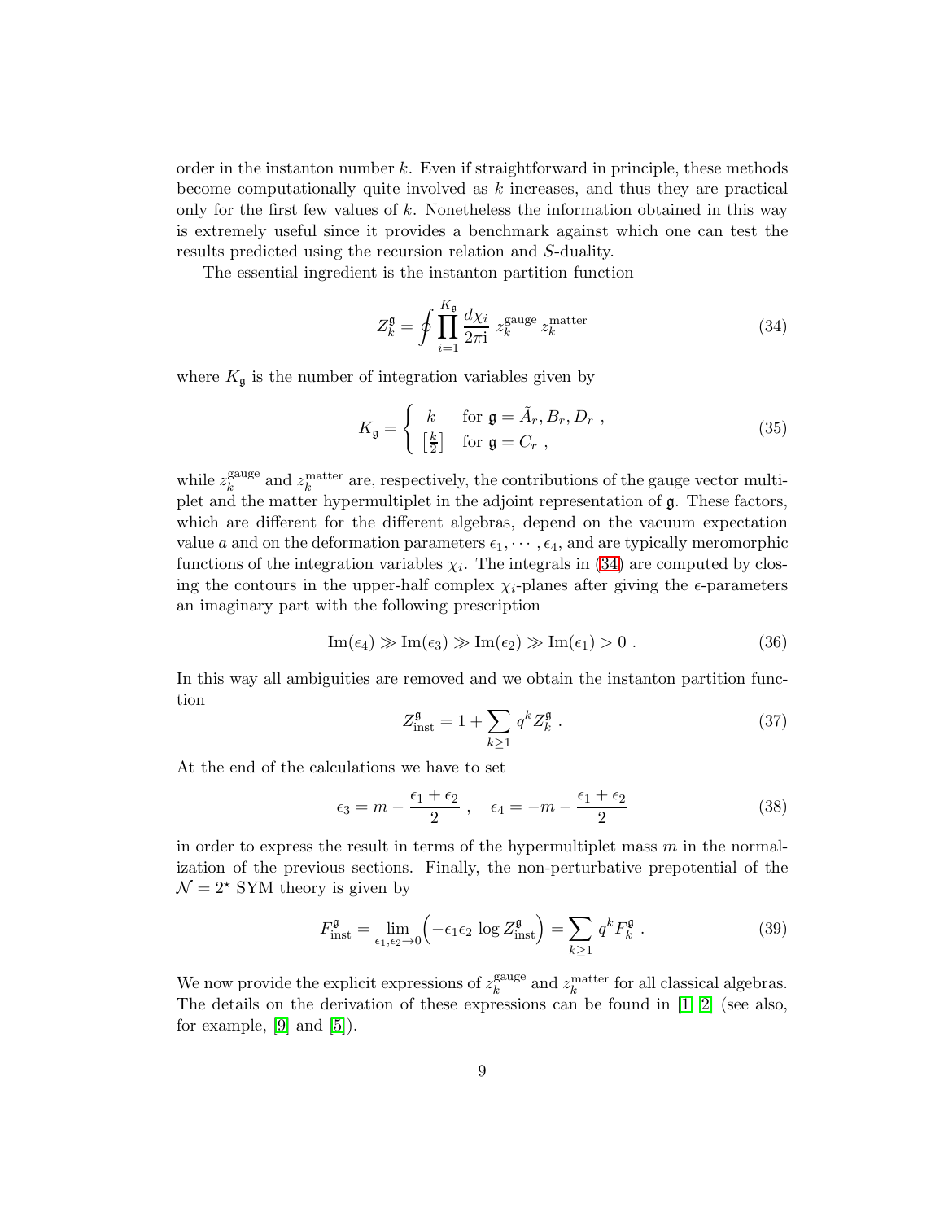order in the instanton number $k$. Even if straightforward in principle, these methods become computationally quite involved as $k$ increases, and thus they are practical only for the first few values of $k$. Nonetheless the information obtained in this way is extremely useful since it provides a benchmark against which one can test the results predicted using the recursion relation and $S$-duality.

The essential ingredient is the instanton partition function

$$Z_k^{\mathfrak{g}} = \oint \prod_{i=1}^{K_{\mathfrak{g}}} \frac{d\chi_i}{2\pi \mathrm{i}} \, z_k^{\text{gauge}} \, z_k^{\text{matter}} \tag{34}$$

where $K_{\mathfrak{g}}$ is the number of integration variables given by

$$K_{\mathfrak{g}} = \begin{cases} k & \text{for } \mathfrak{g} = \tilde{A}_r, B_r, D_r \ , \\ \left[\frac{k}{2}\right] & \text{for } \mathfrak{g} = C_r \ , \end{cases} \tag{35}$$

while $z_k^{\text{gauge}}$ and $z_k^{\text{matter}}$ are, respectively, the contributions of the gauge vector multiplet and the matter hypermultiplet in the adjoint representation of $\mathfrak{g}$. These factors, which are different for the different algebras, depend on the vacuum expectation value $a$ and on the deformation parameters $\epsilon_1, \cdots, \epsilon_4$, and are typically meromorphic functions of the integration variables $\chi_i$. The integrals in (34) are computed by closing the contours in the upper-half complex $\chi_i$-planes after giving the $\epsilon$-parameters an imaginary part with the following prescription

$$\mathrm{Im}(\epsilon_4) \gg \mathrm{Im}(\epsilon_3) \gg \mathrm{Im}(\epsilon_2) \gg \mathrm{Im}(\epsilon_1) > 0 \ . \tag{36}$$

In this way all ambiguities are removed and we obtain the instanton partition function

$$Z_{\text{inst}}^{\mathfrak{g}} = 1 + \sum_{k \geq 1} q^k Z_k^{\mathfrak{g}} \ . \tag{37}$$

At the end of the calculations we have to set

$$\epsilon_3 = m - \frac{\epsilon_1 + \epsilon_2}{2} \ , \quad \epsilon_4 = -m - \frac{\epsilon_1 + \epsilon_2}{2} \tag{38}$$

in order to express the result in terms of the hypermultiplet mass $m$ in the normalization of the previous sections. Finally, the non-perturbative prepotential of the $\mathcal{N} = 2^\star$ SYM theory is given by

$$F_{\text{inst}}^{\mathfrak{g}} = \lim_{\epsilon_1, \epsilon_2 \to 0} \Big( -\epsilon_1 \epsilon_2 \log Z_{\text{inst}}^{\mathfrak{g}} \Big) = \sum_{k \geq 1} q^k F_k^{\mathfrak{g}} \ . \tag{39}$$

We now provide the explicit expressions of $z_k^{\text{gauge}}$ and $z_k^{\text{matter}}$ for all classical algebras. The details on the derivation of these expressions can be found in [1, 2] (see also, for example, [9] and [5]).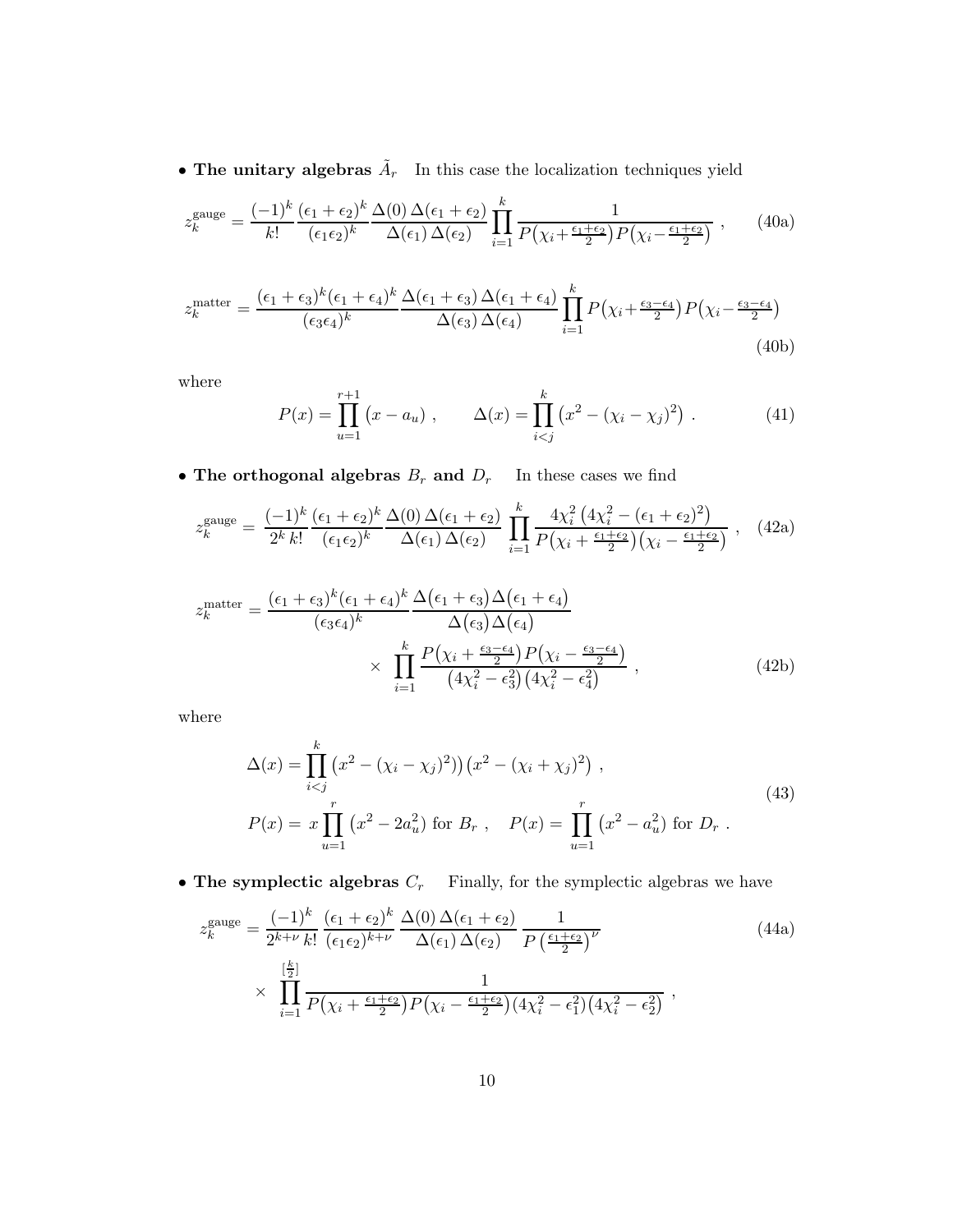- **The unitary algebras $\tilde{A}_r$** In this case the localization techniques yield

$$z_k^{\rm gauge} = \frac{(-1)^k}{k!}\frac{(\epsilon_1+\epsilon_2)^k}{(\epsilon_1\epsilon_2)^k}\frac{\Delta(0)\,\Delta(\epsilon_1+\epsilon_2)}{\Delta(\epsilon_1)\,\Delta(\epsilon_2)}\prod_{i=1}^{k}\frac{1}{P\big(\chi_i+\frac{\epsilon_1+\epsilon_2}{2}\big)P\big(\chi_i-\frac{\epsilon_1+\epsilon_2}{2}\big)}\ , \tag{40a}$$

$$z_k^{\rm matter} = \frac{(\epsilon_1+\epsilon_3)^k(\epsilon_1+\epsilon_4)^k}{(\epsilon_3\epsilon_4)^k}\frac{\Delta(\epsilon_1+\epsilon_3)\,\Delta(\epsilon_1+\epsilon_4)}{\Delta(\epsilon_3)\,\Delta(\epsilon_4)}\prod_{i=1}^{k}P\big(\chi_i+\tfrac{\epsilon_3-\epsilon_4}{2}\big)P\big(\chi_i-\tfrac{\epsilon_3-\epsilon_4}{2}\big) \tag{40b}$$

where

$$P(x)=\prod_{u=1}^{r+1}\big(x-a_u\big)\ ,\qquad \Delta(x)=\prod_{i<j}^{k}\big(x^2-(\chi_i-\chi_j)^2\big)\ . \tag{41}$$

- **The orthogonal algebras $B_r$ and $D_r$** In these cases we find

$$z_k^{\rm gauge} = \frac{(-1)^k}{2^k\,k!}\frac{(\epsilon_1+\epsilon_2)^k}{(\epsilon_1\epsilon_2)^k}\frac{\Delta(0)\,\Delta(\epsilon_1+\epsilon_2)}{\Delta(\epsilon_1)\,\Delta(\epsilon_2)}\prod_{i=1}^{k}\frac{4\chi_i^2\big(4\chi_i^2-(\epsilon_1+\epsilon_2)^2\big)}{P\big(\chi_i+\frac{\epsilon_1+\epsilon_2}{2}\big)\big(\chi_i-\frac{\epsilon_1+\epsilon_2}{2}\big)}\ , \tag{42a}$$

$$z_k^{\rm matter} = \frac{(\epsilon_1+\epsilon_3)^k(\epsilon_1+\epsilon_4)^k}{(\epsilon_3\epsilon_4)^k}\frac{\Delta\big(\epsilon_1+\epsilon_3\big)\Delta\big(\epsilon_1+\epsilon_4\big)}{\Delta\big(\epsilon_3\big)\Delta\big(\epsilon_4\big)} \times\ \prod_{i=1}^{k}\frac{P\big(\chi_i+\frac{\epsilon_3-\epsilon_4}{2}\big)P\big(\chi_i-\frac{\epsilon_3-\epsilon_4}{2}\big)}{\big(4\chi_i^2-\epsilon_3^2\big)\big(4\chi_i^2-\epsilon_4^2\big)}\ , \tag{42b}$$

where

$$\Delta(x)=\prod_{i<j}^{k}\big(x^2-(\chi_i-\chi_j)^2\big)\big)\big(x^2-(\chi_i+\chi_j)^2\big)\ ,$$
$$P(x)=\ x\prod_{u=1}^{r}\big(x^2-2a_u^2\big)\ \text{for}\ B_r\ ,\quad P(x)=\ \prod_{u=1}^{r}\big(x^2-a_u^2\big)\ \text{for}\ D_r\ . \tag{43}$$

- **The symplectic algebras $C_r$** Finally, for the symplectic algebras we have

$$z_k^{\rm gauge} = \frac{(-1)^k}{2^{k+\nu}\,k!}\frac{(\epsilon_1+\epsilon_2)^k}{(\epsilon_1\epsilon_2)^{k+\nu}}\frac{\Delta(0)\,\Delta(\epsilon_1+\epsilon_2)}{\Delta(\epsilon_1)\,\Delta(\epsilon_2)}\frac{1}{P\left(\frac{\epsilon_1+\epsilon_2}{2}\right)^{\nu}} \times\ \prod_{i=1}^{[\frac{k}{2}]}\frac{1}{P\big(\chi_i+\frac{\epsilon_1+\epsilon_2}{2}\big)P\big(\chi_i-\frac{\epsilon_1+\epsilon_2}{2}\big)\big(4\chi_i^2-\epsilon_1^2\big)\big(4\chi_i^2-\epsilon_2^2\big)}\ , \tag{44a}$$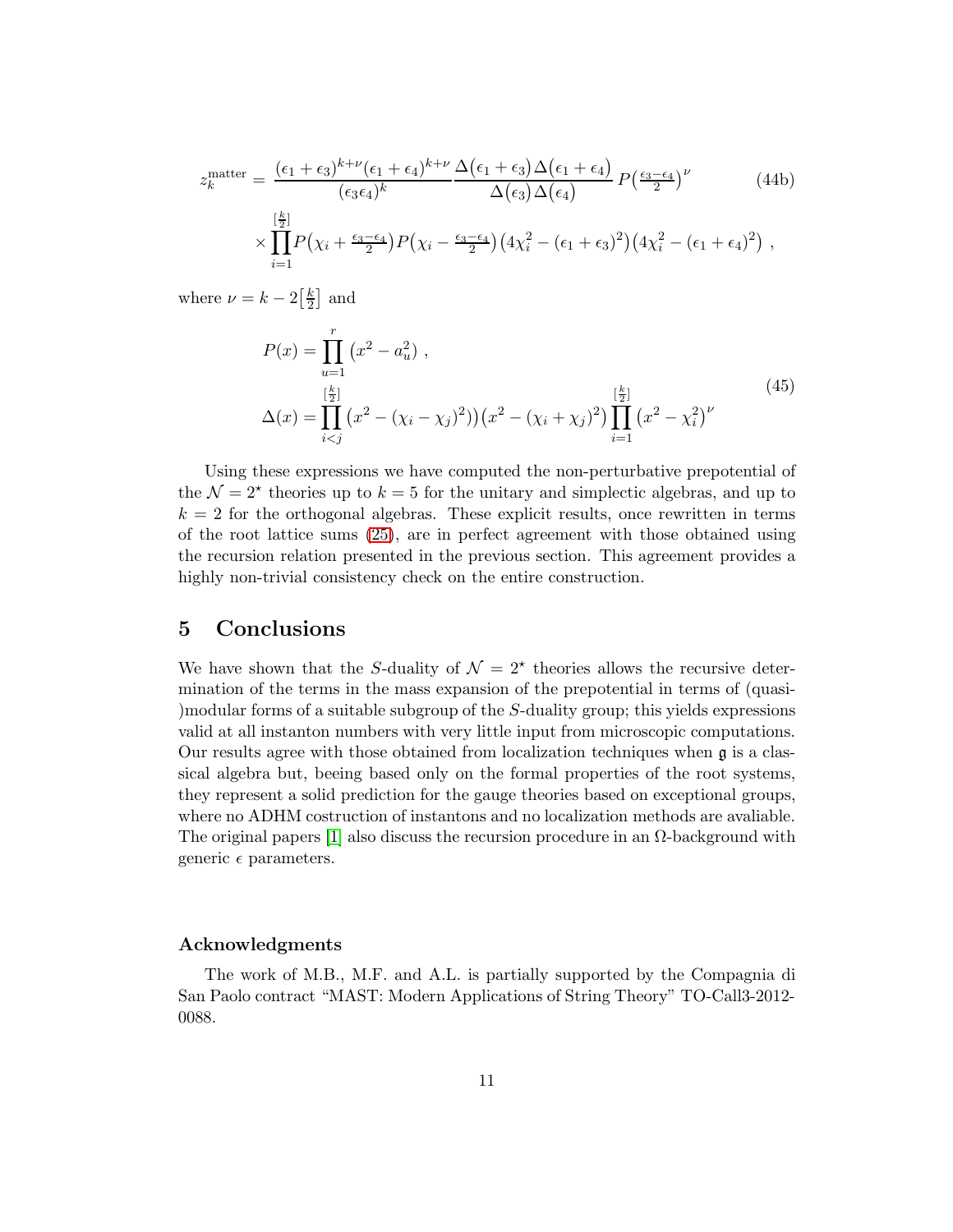$$
\begin{aligned}
z_k^{\text{matter}} = \;& \frac{(\epsilon_1+\epsilon_3)^{k+\nu}(\epsilon_1+\epsilon_4)^{k+\nu}}{(\epsilon_3\epsilon_4)^k}\frac{\Delta\big(\epsilon_1+\epsilon_3\big)\Delta\big(\epsilon_1+\epsilon_4\big)}{\Delta\big(\epsilon_3\big)\Delta\big(\epsilon_4\big)}\,P\big(\tfrac{\epsilon_3-\epsilon_4}{2}\big)^{\nu} \\
& \times\prod_{i=1}^{[\frac{k}{2}]}P\big(\chi_i+\tfrac{\epsilon_3-\epsilon_4}{2}\big)P\big(\chi_i-\tfrac{\epsilon_3-\epsilon_4}{2}\big)\big(4\chi_i^2-(\epsilon_1+\epsilon_3)^2\big)\big(4\chi_i^2-(\epsilon_1+\epsilon_4)^2\big)\ ,
\end{aligned}
\tag{44b}
$$

where $\nu = k - 2\big[\frac{k}{2}\big]$ and

$$
\begin{aligned}
P(x) &= \prod_{u=1}^{r}\big(x^2-a_u^2\big)\ ,\\
\Delta(x) &= \prod_{i<j}^{[\frac{k}{2}]}\big(x^2-(\chi_i-\chi_j)^2\big)\big(x^2-(\chi_i+\chi_j)^2\big)\prod_{i=1}^{[\frac{k}{2}]}\big(x^2-\chi_i^2\big)^{\nu}
\end{aligned}
\tag{45}
$$

Using these expressions we have computed the non-perturbative prepotential of the $\mathcal{N}=2^\star$ theories up to $k=5$ for the unitary and simplectic algebras, and up to $k=2$ for the orthogonal algebras. These explicit results, once rewritten in terms of the root lattice sums (25), are in perfect agreement with those obtained using the recursion relation presented in the previous section. This agreement provides a highly non-trivial consistency check on the entire construction.

## 5 Conclusions

We have shown that the $S$-duality of $\mathcal{N}=2^\star$ theories allows the recursive determination of the terms in the mass expansion of the prepotential in terms of (quasi-)modular forms of a suitable subgroup of the $S$-duality group; this yields expressions valid at all instanton numbers with very little input from microscopic computations. Our results agree with those obtained from localization techniques when $\mathfrak{g}$ is a classical algebra but, beeing based only on the formal properties of the root systems, they represent a solid prediction for the gauge theories based on exceptional groups, where no ADHM costruction of instantons and no localization methods are avaliable. The original papers [1] also discuss the recursion procedure in an $\Omega$-background with generic $\epsilon$ parameters.

### Acknowledgments

The work of M.B., M.F. and A.L. is partially supported by the Compagnia di San Paolo contract "MAST: Modern Applications of String Theory" TO-Call3-2012-0088.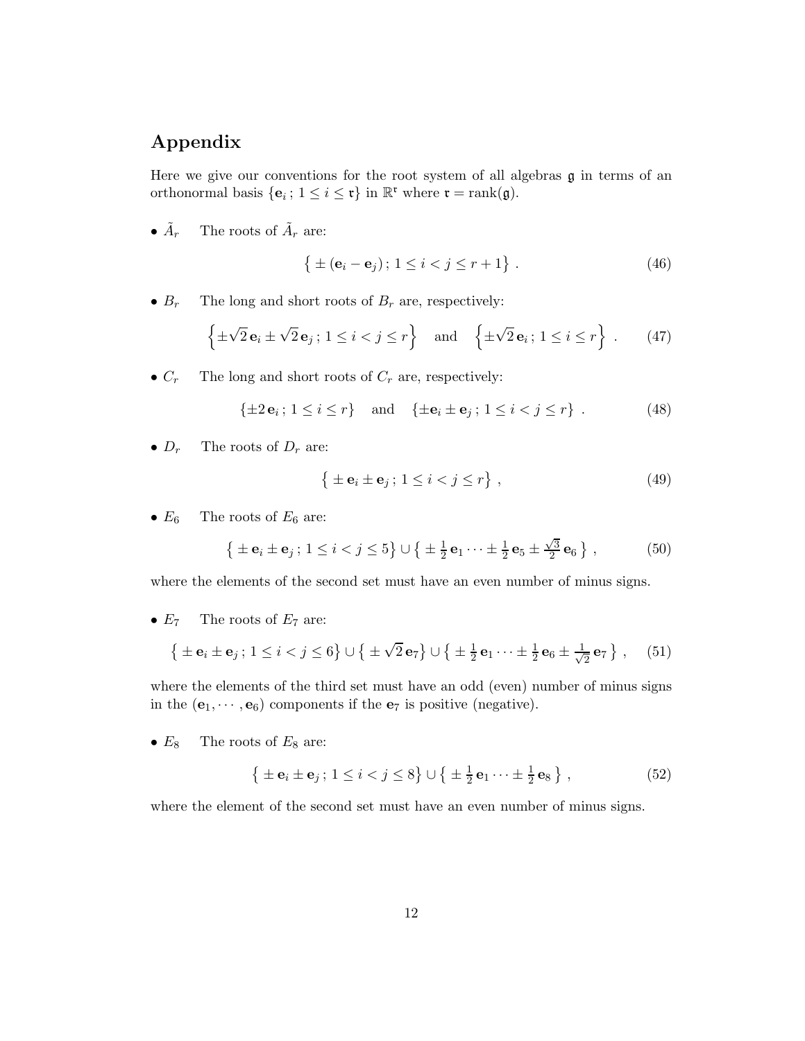## Appendix

Here we give our conventions for the root system of all algebras $\mathfrak{g}$ in terms of an orthonormal basis $\{\mathbf{e}_i\,;\,1 \le i \le \mathfrak{r}\}$ in $\mathbb{R}^{\mathfrak{r}}$ where $\mathfrak{r} = \mathrm{rank}(\mathfrak{g})$.

- $\tilde{A}_r$ The roots of $\tilde{A}_r$ are:

$$\big\{ \pm (\mathbf{e}_i - \mathbf{e}_j)\,;\, 1 \le i < j \le r+1 \big\} \ . \tag{46}$$

- $B_r$ The long and short roots of $B_r$ are, respectively:

$$\Big\{ \pm\sqrt{2}\,\mathbf{e}_i \pm \sqrt{2}\,\mathbf{e}_j\,;\, 1 \le i < j \le r \Big\} \quad \text{and} \quad \Big\{ \pm\sqrt{2}\,\mathbf{e}_i\,;\, 1 \le i \le r \Big\} \ . \tag{47}$$

- $C_r$ The long and short roots of $C_r$ are, respectively:

$$\{\pm 2\,\mathbf{e}_i\,;\, 1 \le i \le r\} \quad \text{and} \quad \{\pm \mathbf{e}_i \pm \mathbf{e}_j\,;\, 1 \le i < j \le r\} \ . \tag{48}$$

- $D_r$ The roots of $D_r$ are:

$$\big\{ \pm \mathbf{e}_i \pm \mathbf{e}_j\,;\, 1 \le i < j \le r \big\} \ , \tag{49}$$

- $E_6$ The roots of $E_6$ are:

$$\big\{ \pm \mathbf{e}_i \pm \mathbf{e}_j\,;\, 1 \le i < j \le 5 \big\} \cup \big\{ \pm \tfrac{1}{2}\,\mathbf{e}_1 \cdots \pm \tfrac{1}{2}\,\mathbf{e}_5 \pm \tfrac{\sqrt{3}}{2}\,\mathbf{e}_6 \,\big\} \ , \tag{50}$$

where the elements of the second set must have an even number of minus signs.

- $E_7$ The roots of $E_7$ are:

$$\big\{ \pm \mathbf{e}_i \pm \mathbf{e}_j\,;\, 1 \le i < j \le 6 \big\} \cup \big\{ \pm \sqrt{2}\,\mathbf{e}_7 \big\} \cup \big\{ \pm \tfrac{1}{2}\,\mathbf{e}_1 \cdots \pm \tfrac{1}{2}\,\mathbf{e}_6 \pm \tfrac{1}{\sqrt{2}}\,\mathbf{e}_7 \,\big\} \ , \tag{51}$$

where the elements of the third set must have an odd (even) number of minus signs in the $(\mathbf{e}_1, \cdots, \mathbf{e}_6)$ components if the $\mathbf{e}_7$ is positive (negative).

- $E_8$ The roots of $E_8$ are:

$$\big\{ \pm \mathbf{e}_i \pm \mathbf{e}_j\,;\, 1 \le i < j \le 8 \big\} \cup \big\{ \pm \tfrac{1}{2}\,\mathbf{e}_1 \cdots \pm \tfrac{1}{2}\,\mathbf{e}_8 \,\big\} \ , \tag{52}$$

where the element of the second set must have an even number of minus signs.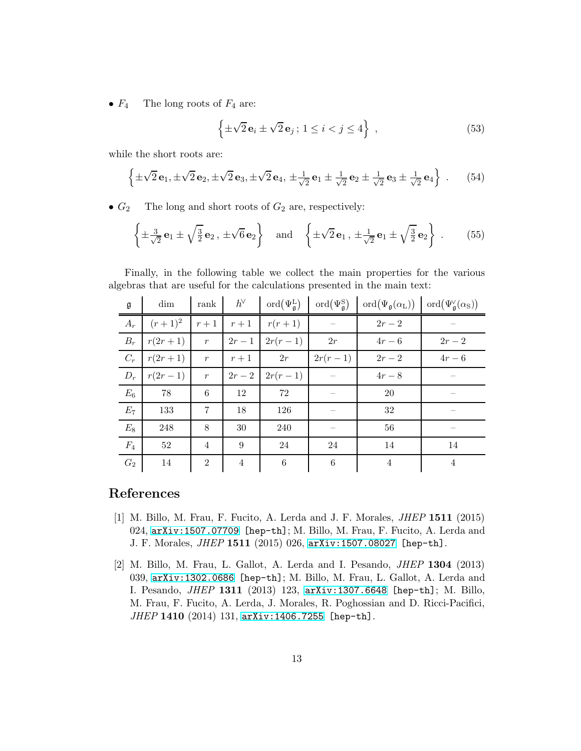- $F_4$   The long roots of $F_4$ are:

$$\Big\{\pm\sqrt{2}\,\mathbf{e}_i \pm \sqrt{2}\,\mathbf{e}_j\,;\, 1\leq i<j\leq 4\Big\}\ , \tag{53}$$

while the short roots are:

$$\Big\{\pm\sqrt{2}\,\mathbf{e}_1, \pm\sqrt{2}\,\mathbf{e}_2, \pm\sqrt{2}\,\mathbf{e}_3, \pm\sqrt{2}\,\mathbf{e}_4,\, \pm\tfrac{1}{\sqrt{2}}\,\mathbf{e}_1 \pm \tfrac{1}{\sqrt{2}}\,\mathbf{e}_2 \pm \tfrac{1}{\sqrt{2}}\,\mathbf{e}_3 \pm \tfrac{1}{\sqrt{2}}\,\mathbf{e}_4\Big\}\ . \tag{54}$$

- $G_2$   The long and short roots of $G_2$ are, respectively:

$$\Big\{\pm\tfrac{3}{\sqrt{2}}\,\mathbf{e}_1 \pm \sqrt{\tfrac{3}{2}}\,\mathbf{e}_2\,,\, \pm\sqrt{6}\,\mathbf{e}_2\Big\} \quad \text{and} \quad \Big\{\pm\sqrt{2}\,\mathbf{e}_1\,,\, \pm\tfrac{1}{\sqrt{2}}\,\mathbf{e}_1 \pm \sqrt{\tfrac{3}{2}}\,\mathbf{e}_2\Big\}\ . \tag{55}$$

Finally, in the following table we collect the main properties for the various algebras that are useful for the calculations presented in the main text:

| $\mathfrak{g}$ | dim | rank | $h^\vee$ | $\mathrm{ord}(\Psi_{\mathfrak{g}}^{\mathrm{L}})$ | $\mathrm{ord}(\Psi_{\mathfrak{g}}^{\mathrm{S}})$ | $\mathrm{ord}(\Psi_{\mathfrak{g}}(\alpha_{\mathrm{L}}))$ | $\mathrm{ord}(\Psi_{\mathfrak{g}}^\vee(\alpha_{\mathrm{S}}))$ |
|---|---|---|---|---|---|---|---|
| $A_r$ | $(r+1)^2$ | $r+1$ | $r+1$ | $r(r+1)$ | – | $2r-2$ | – |
| $B_r$ | $r(2r+1)$ | $r$ | $2r-1$ | $2r(r-1)$ | $2r$ | $4r-6$ | $2r-2$ |
| $C_r$ | $r(2r+1)$ | $r$ | $r+1$ | $2r$ | $2r(r-1)$ | $2r-2$ | $4r-6$ |
| $D_r$ | $r(2r-1)$ | $r$ | $2r-2$ | $2r(r-1)$ | – | $4r-8$ | – |
| $E_6$ | 78 | 6 | 12 | 72 | – | 20 | – |
| $E_7$ | 133 | 7 | 18 | 126 | – | 32 | – |
| $E_8$ | 248 | 8 | 30 | 240 | – | 56 | – |
| $F_4$ | 52 | 4 | 9 | 24 | 24 | 14 | 14 |
| $G_2$ | 14 | 2 | 4 | 6 | 6 | 4 | 4 |

## References

[1] M. Billo, M. Frau, F. Fucito, A. Lerda and J. F. Morales, *JHEP* **1511** (2015) 024, arXiv:1507.07709 [hep-th]; M. Billo, M. Frau, F. Fucito, A. Lerda and J. F. Morales, *JHEP* **1511** (2015) 026, arXiv:1507.08027 [hep-th].

[2] M. Billo, M. Frau, L. Gallot, A. Lerda and I. Pesando, *JHEP* **1304** (2013) 039, arXiv:1302.0686 [hep-th]; M. Billo, M. Frau, L. Gallot, A. Lerda and I. Pesando, *JHEP* **1311** (2013) 123, arXiv:1307.6648 [hep-th]; M. Billo, M. Frau, F. Fucito, A. Lerda, J. Morales, R. Poghossian and D. Ricci-Pacifici, *JHEP* **1410** (2014) 131, arXiv:1406.7255 [hep-th].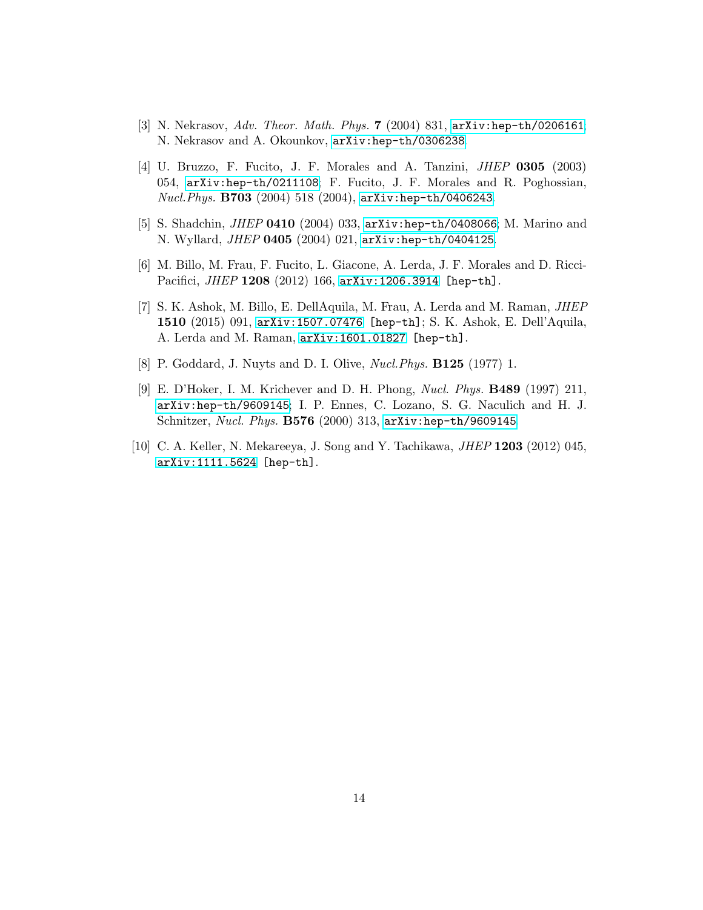[3] N. Nekrasov, *Adv. Theor. Math. Phys.* **7** (2004) 831, arXiv:hep-th/0206161; N. Nekrasov and A. Okounkov, arXiv:hep-th/0306238.

[4] U. Bruzzo, F. Fucito, J. F. Morales and A. Tanzini, *JHEP* **0305** (2003) 054, arXiv:hep-th/0211108; F. Fucito, J. F. Morales and R. Poghossian, *Nucl.Phys.* **B703** (2004) 518 (2004), arXiv:hep-th/0406243.

[5] S. Shadchin, *JHEP* **0410** (2004) 033, arXiv:hep-th/0408066; M. Marino and N. Wyllard, *JHEP* **0405** (2004) 021, arXiv:hep-th/0404125.

[6] M. Billo, M. Frau, F. Fucito, L. Giacone, A. Lerda, J. F. Morales and D. Ricci-Pacifici, *JHEP* **1208** (2012) 166, arXiv:1206.3914 [hep-th].

[7] S. K. Ashok, M. Billo, E. DellAquila, M. Frau, A. Lerda and M. Raman, *JHEP* **1510** (2015) 091, arXiv:1507.07476 [hep-th]; S. K. Ashok, E. Dell'Aquila, A. Lerda and M. Raman, arXiv:1601.01827 [hep-th].

[8] P. Goddard, J. Nuyts and D. I. Olive, *Nucl.Phys.* **B125** (1977) 1.

[9] E. D'Hoker, I. M. Krichever and D. H. Phong, *Nucl. Phys.* **B489** (1997) 211, arXiv:hep-th/9609145; I. P. Ennes, C. Lozano, S. G. Naculich and H. J. Schnitzer, *Nucl. Phys.* **B576** (2000) 313, arXiv:hep-th/9609145.

[10] C. A. Keller, N. Mekareeya, J. Song and Y. Tachikawa, *JHEP* **1203** (2012) 045, arXiv:1111.5624 [hep-th].